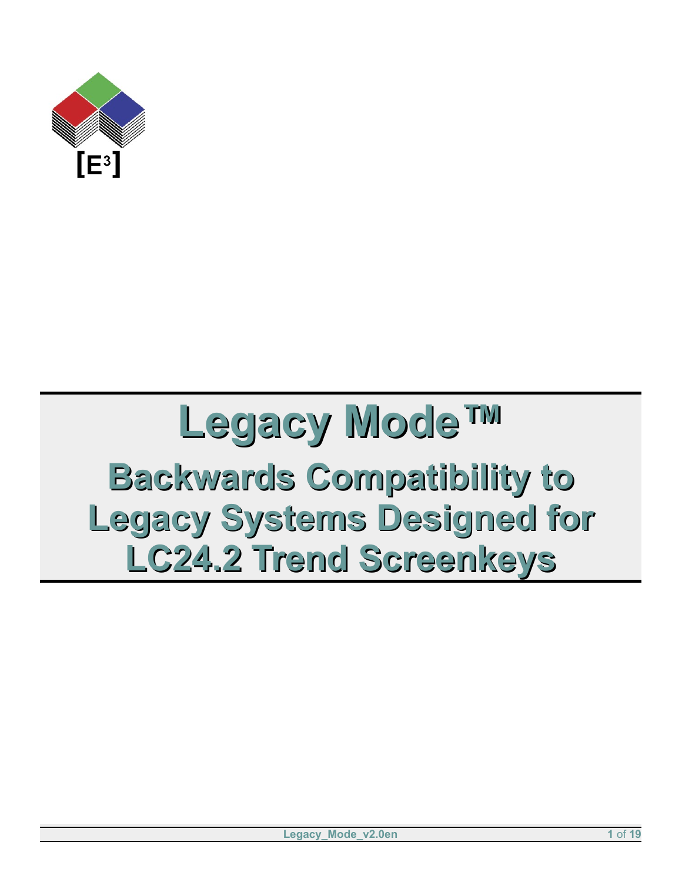[E³]

# Legacy Mode™

## Backwards Compatibility to Legacy Systems Designed for LC24.2 Trend Screenkeys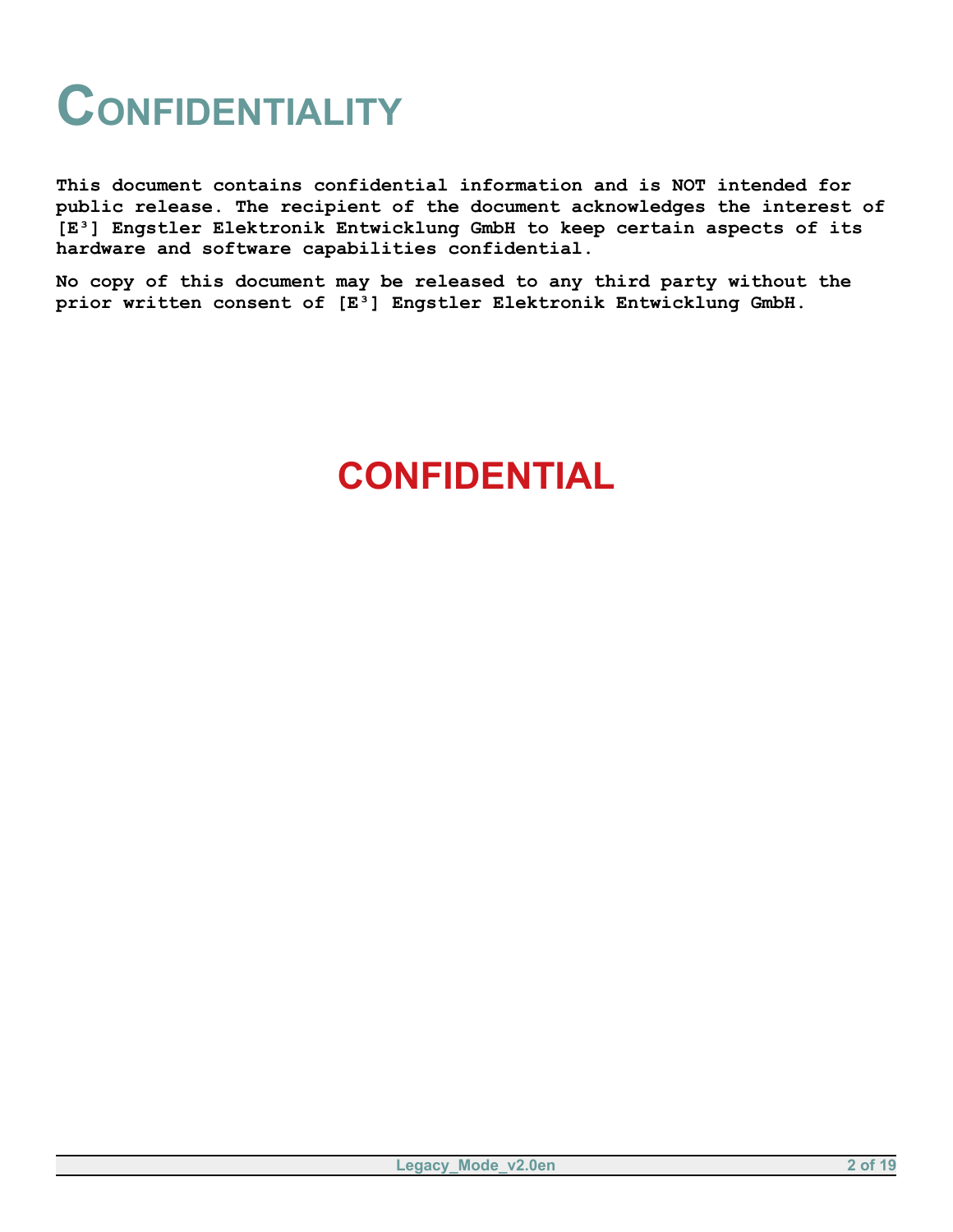# CONFIDENTIALITY

**This document contains confidential information and is NOT intended for public release. The recipient of the document acknowledges the interest of [E³] Engstler Elektronik Entwicklung GmbH to keep certain aspects of its hardware and software capabilities confidential.**

**No copy of this document may be released to any third party without the prior written consent of [E³] Engstler Elektronik Entwicklung GmbH.**

**CONFIDENTIAL**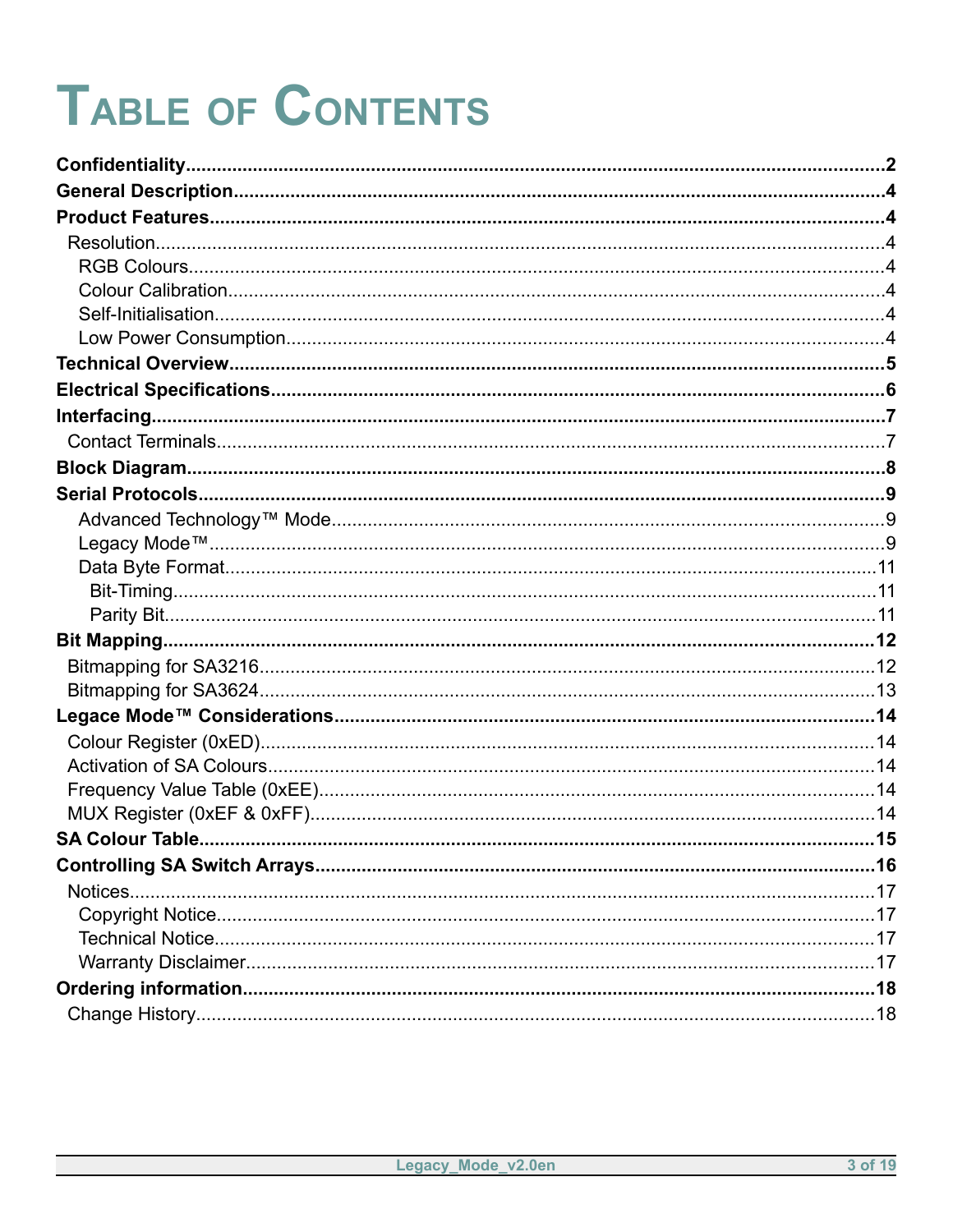# Table of Contents

**Confidentiality**....................2

**General Description**....................4

**Product Features**....................4

- Resolution....................4
  - RGB Colours....................4
  - Colour Calibration....................4
  - Self-Initialisation....................4
  - Low Power Consumption....................4

**Technical Overview**....................5

**Electrical Specifications**....................6

**Interfacing**....................7

- Contact Terminals....................7

**Block Diagram**....................8

**Serial Protocols**....................9

- Advanced Technology™ Mode....................9
- Legacy Mode™....................9
- Data Byte Format....................11
  - Bit-Timing....................11
  - Parity Bit....................11

**Bit Mapping**....................12

- Bitmapping for SA3216....................12
- Bitmapping for SA3624....................13

**Legace Mode™ Considerations**....................14

- Colour Register (0xED)....................14
- Activation of SA Colours....................14
- Frequency Value Table (0xEE)....................14
- MUX Register (0xEF & 0xFF)....................14

**SA Colour Table**....................15

**Controlling SA Switch Arrays**....................16

- Notices....................17
  - Copyright Notice....................17
  - Technical Notice....................17
  - Warranty Disclaimer....................17

**Ordering information**....................18

- Change History....................18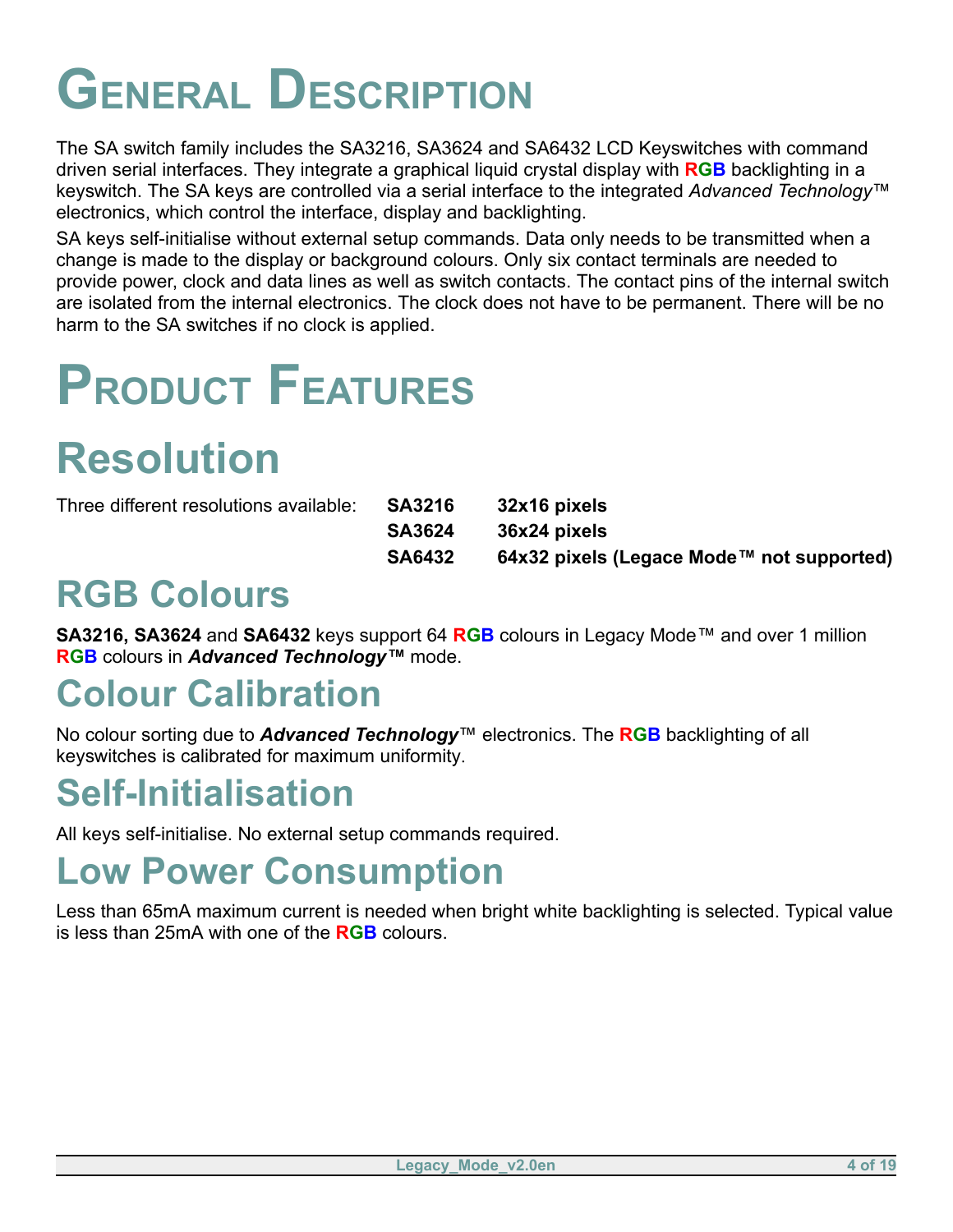# General Description

The SA switch family includes the SA3216, SA3624 and SA6432 LCD Keyswitches with command driven serial interfaces. They integrate a graphical liquid crystal display with RGB backlighting in a keyswitch. The SA keys are controlled via a serial interface to the integrated *Advanced Technology*™ electronics, which control the interface, display and backlighting.

SA keys self-initialise without external setup commands. Data only needs to be transmitted when a change is made to the display or background colours. Only six contact terminals are needed to provide power, clock and data lines as well as switch contacts. The contact pins of the internal switch are isolated from the internal electronics. The clock does not have to be permanent. There will be no harm to the SA switches if no clock is applied.

# Product Features

## Resolution

| | | |
|---|---|---|
| Three different resolutions available: | **SA3216** | **32x16 pixels** |
| | **SA3624** | **36x24 pixels** |
| | **SA6432** | **64x32 pixels (Legace Mode™ not supported)** |

## RGB Colours

**SA3216, SA3624** and **SA6432** keys support 64 RGB colours in Legacy Mode™ and over 1 million RGB colours in ***Advanced Technology™*** mode.

## Colour Calibration

No colour sorting due to ***Advanced Technology***™ electronics. The RGB backlighting of all keyswitches is calibrated for maximum uniformity.

## Self-Initialisation

All keys self-initialise. No external setup commands required.

## Low Power Consumption

Less than 65mA maximum current is needed when bright white backlighting is selected. Typical value is less than 25mA with one of the RGB colours.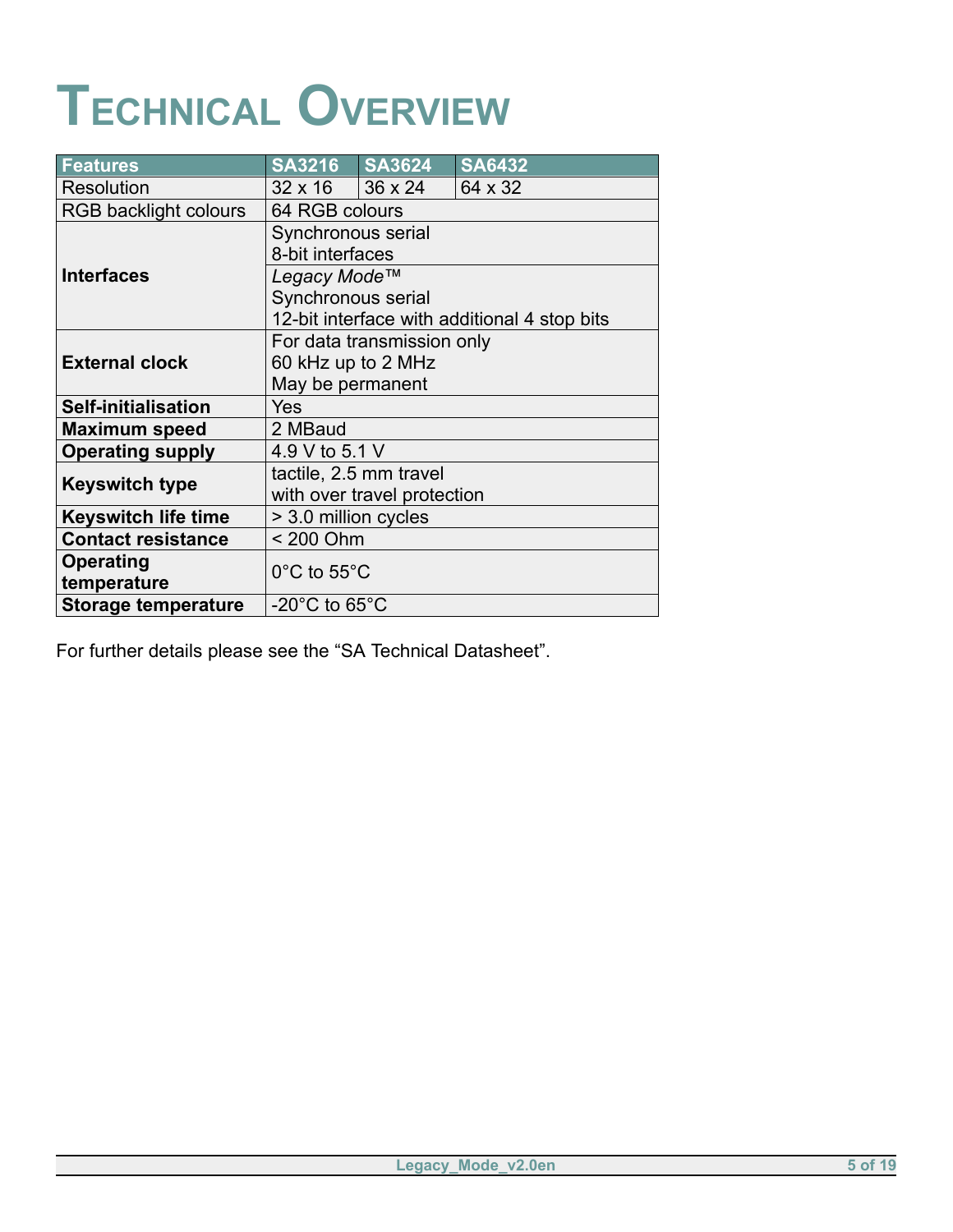# Technical Overview

| Features | SA3216 | SA3624 | SA6432 |
|---|---|---|---|
| Resolution | 32 x 16 | 36 x 24 | 64 x 32 |
| RGB backlight colours | 64 RGB colours | | |
| **Interfaces** | Synchronous serial<br>8-bit interfaces | | |
| | *Legacy Mode™*<br>Synchronous serial<br>12-bit interface with additional 4 stop bits | | |
| **External clock** | For data transmission only<br>60 kHz up to 2 MHz<br>May be permanent | | |
| **Self-initialisation** | Yes | | |
| **Maximum speed** | 2 MBaud | | |
| **Operating supply** | 4.9 V to 5.1 V | | |
| **Keyswitch type** | tactile, 2.5 mm travel<br>with over travel protection | | |
| **Keyswitch life time** | > 3.0 million cycles | | |
| **Contact resistance** | < 200 Ohm | | |
| **Operating temperature** | 0°C to 55°C | | |
| **Storage temperature** | -20°C to 65°C | | |

For further details please see the “SA Technical Datasheet”.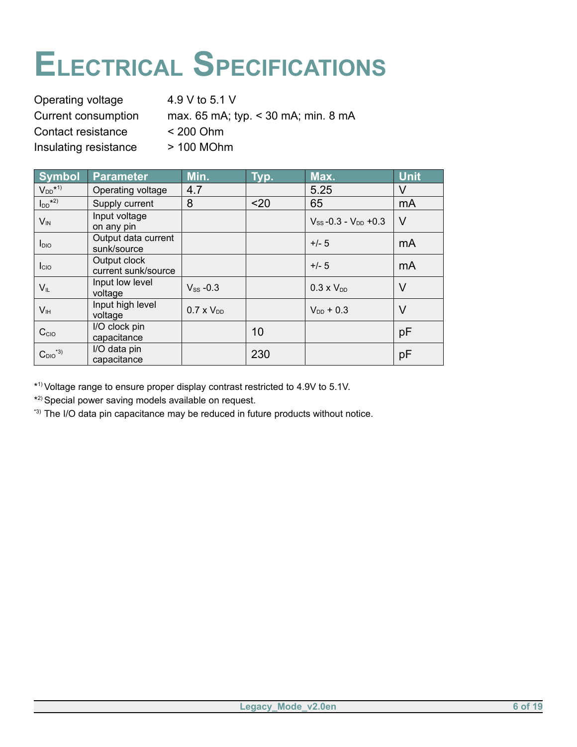# Electrical Specifications

| | |
|---|---|
| Operating voltage | 4.9 V to 5.1 V |
| Current consumption | max. 65 mA; typ. < 30 mA; min. 8 mA |
| Contact resistance | < 200 Ohm |
| Insulating resistance | > 100 MOhm |

| Symbol | Parameter | Min. | Typ. | Max. | Unit |
|---|---|---|---|---|---|
| $V_{DD}$*[1)] | Operating voltage | 4.7 | | 5.25 | V |
| $I_{DD}$*[2)] | Supply current | 8 | <20 | 65 | mA |
| $V_{IN}$ | Input voltage on any pin | | | $V_{SS}$-0.3 - $V_{DD}$ +0.3 | V |
| $I_{DIO}$ | Output data current sunk/source | | | +/- 5 | mA |
| $I_{CIO}$ | Output clock current sunk/source | | | +/- 5 | mA |
| $V_{IL}$ | Input low level voltage | $V_{SS}$ -0.3 | | 0.3 x $V_{DD}$ | V |
| $V_{IH}$ | Input high level voltage | 0.7 x $V_{DD}$ | | $V_{DD}$ + 0.3 | V |
| $C_{CIO}$ | I/O clock pin capacitance | | 10 | | pF |
| $C_{DIO}$*[3)] | I/O data pin capacitance | | 230 | | pF |

*[1)] Voltage range to ensure proper display contrast restricted to 4.9V to 5.1V.

*[2)] Special power saving models available on request.

*[3)] The I/O data pin capacitance may be reduced in future products without notice.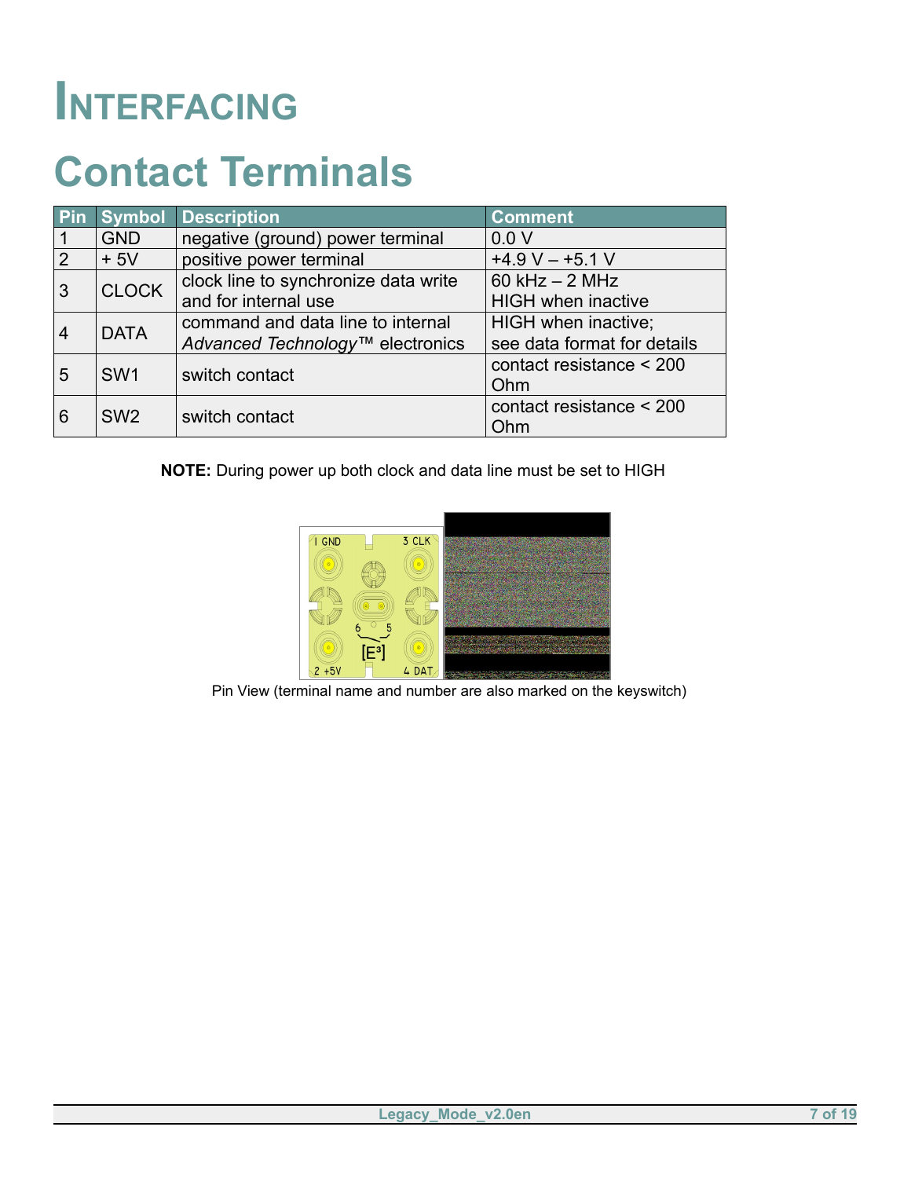# INTERFACING

## Contact Terminals

| Pin | Symbol | Description | Comment |
|---|---|---|---|
| 1 | GND | negative (ground) power terminal | 0.0 V |
| 2 | + 5V | positive power terminal | +4.9 V – +5.1 V |
| 3 | CLOCK | clock line to synchronize data write and for internal use | 60 kHz – 2 MHz HIGH when inactive |
| 4 | DATA | command and data line to internal *Advanced Technology™* electronics | HIGH when inactive; see data format for details |
| 5 | SW1 | switch contact | contact resistance < 200 Ohm |
| 6 | SW2 | switch contact | contact resistance < 200 Ohm |

**NOTE:** During power up both clock and data line must be set to HIGH

Pin View (terminal name and number are also marked on the keyswitch)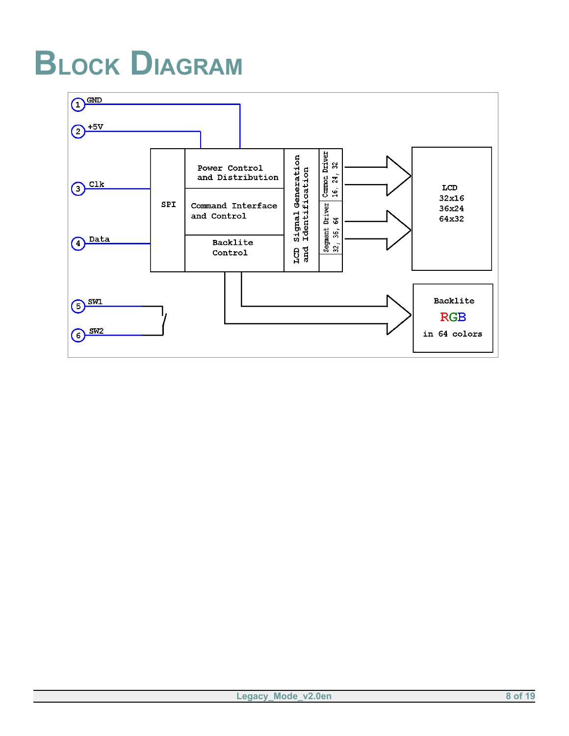# Block Diagram

1 GND

2 +5V

3 Clk

4 Data

5 SW1

6 SW2

SPI

Power Control and Distribution

Command Interface and Control

Backlite Control

LCD Signal Generation and Identification

Common Driver 16, 24, 32

Segment Driver 32, 35, 64

LCD
32x16
36x24
64x32

Backlite
RGB
in 64 colors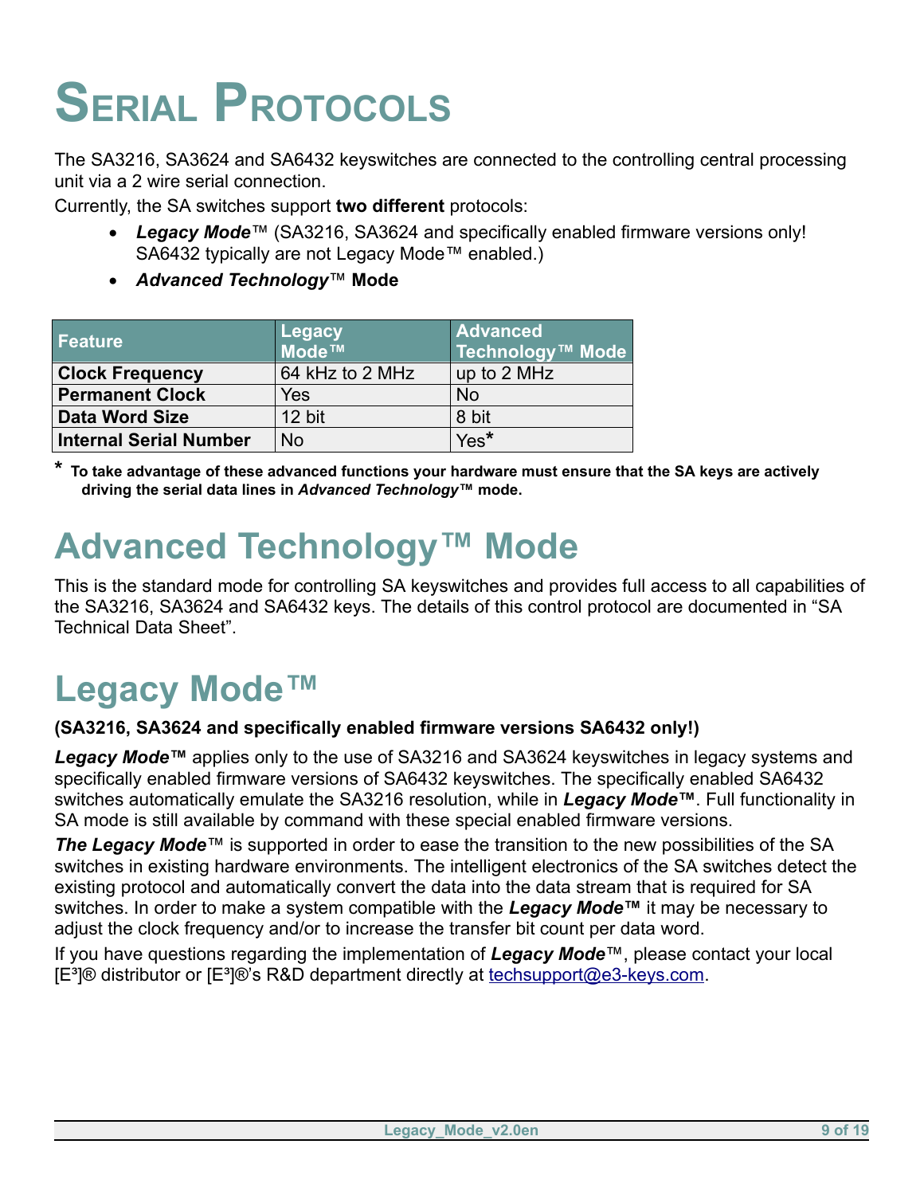# Serial Protocols

The SA3216, SA3624 and SA6432 keyswitches are connected to the controlling central processing unit via a 2 wire serial connection.

Currently, the SA switches support **two different** protocols:

- ***Legacy Mode***™ (SA3216, SA3624 and specifically enabled firmware versions only! SA6432 typically are not Legacy Mode™ enabled.)
- ***Advanced Technology***™ **Mode**

| Feature | Legacy Mode™ | Advanced Technology™ Mode |
|---|---|---|
| **Clock Frequency** | 64 kHz to 2 MHz | up to 2 MHz |
| **Permanent Clock** | Yes | No |
| **Data Word Size** | 12 bit | 8 bit |
| **Internal Serial Number** | No | Yes* |

**\* To take advantage of these advanced functions your hardware must ensure that the SA keys are actively driving the serial data lines in *Advanced Technology*™ mode.**

## Advanced Technology™ Mode

This is the standard mode for controlling SA keyswitches and provides full access to all capabilities of the SA3216, SA3624 and SA6432 keys. The details of this control protocol are documented in “SA Technical Data Sheet”.

## Legacy Mode™

**(SA3216, SA3624 and specifically enabled firmware versions SA6432 only!)**

***Legacy Mode™*** applies only to the use of SA3216 and SA3624 keyswitches in legacy systems and specifically enabled firmware versions of SA6432 keyswitches. The specifically enabled SA6432 switches automatically emulate the SA3216 resolution, while in ***Legacy Mode™***. Full functionality in SA mode is still available by command with these special enabled firmware versions.

***The Legacy Mode***™ is supported in order to ease the transition to the new possibilities of the SA switches in existing hardware environments. The intelligent electronics of the SA switches detect the existing protocol and automatically convert the data into the data stream that is required for SA switches. In order to make a system compatible with the ***Legacy Mode™*** it may be necessary to adjust the clock frequency and/or to increase the transfer bit count per data word.

If you have questions regarding the implementation of ***Legacy Mode***™, please contact your local [E³]® distributor or [E³]®’s R&D department directly at techsupport@e3-keys.com.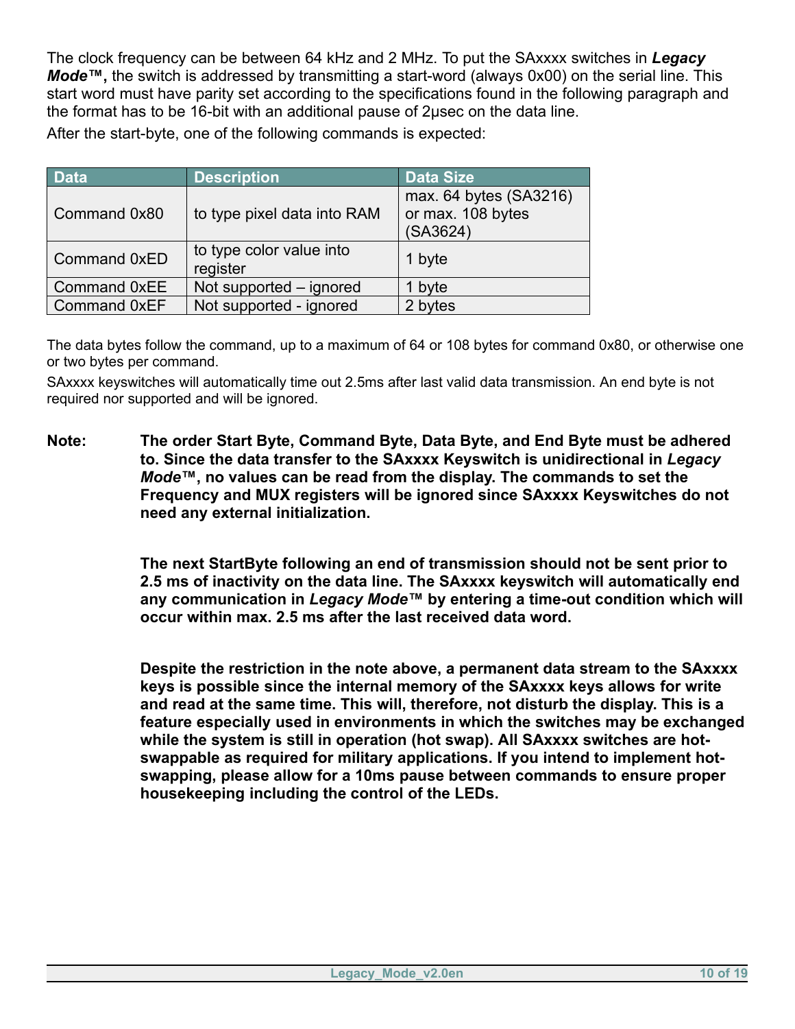The clock frequency can be between 64 kHz and 2 MHz. To put the SAxxxx switches in ***Legacy Mode™***, the switch is addressed by transmitting a start-word (always 0x00) on the serial line. This start word must have parity set according to the specifications found in the following paragraph and the format has to be 16-bit with an additional pause of 2µsec on the data line.

After the start-byte, one of the following commands is expected:

| Data | Description | Data Size |
|---|---|---|
| Command 0x80 | to type pixel data into RAM | max. 64 bytes (SA3216) or max. 108 bytes (SA3624) |
| Command 0xED | to type color value into register | 1 byte |
| Command 0xEE | Not supported – ignored | 1 byte |
| Command 0xEF | Not supported - ignored | 2 bytes |

The data bytes follow the command, up to a maximum of 64 or 108 bytes for command 0x80, or otherwise one or two bytes per command.

SAxxxx keyswitches will automatically time out 2.5ms after last valid data transmission. An end byte is not required nor supported and will be ignored.

**Note:** **The order Start Byte, Command Byte, Data Byte, and End Byte must be adhered to. Since the data transfer to the SAxxxx Keyswitch is unidirectional in *Legacy Mode™*, no values can be read from the display. The commands to set the Frequency and MUX registers will be ignored since SAxxxx Keyswitches do not need any external initialization.**

**The next StartByte following an end of transmission should not be sent prior to 2.5 ms of inactivity on the data line. The SAxxxx keyswitch will automatically end any communication in *Legacy Mode™* by entering a time-out condition which will occur within max. 2.5 ms after the last received data word.**

**Despite the restriction in the note above, a permanent data stream to the SAxxxx keys is possible since the internal memory of the SAxxxx keys allows for write and read at the same time. This will, therefore, not disturb the display. This is a feature especially used in environments in which the switches may be exchanged while the system is still in operation (hot swap). All SAxxxx switches are hot-swappable as required for military applications. If you intend to implement hot-swapping, please allow for a 10ms pause between commands to ensure proper housekeeping including the control of the LEDs.**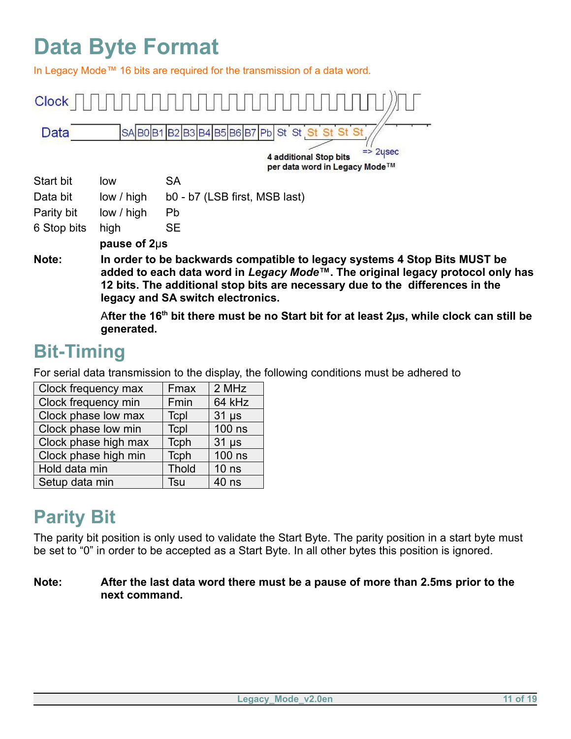# Data Byte Format

In Legacy Mode™ 16 bits are required for the transmission of a data word.

Clock

Data SA B0 B1 B2 B3 B4 B5 B6 B7 Pb St St St St St St

=> 2µsec

4 additional Stop bits per data word in Legacy Mode™

| | | |
|---|---|---|
| Start bit | low | SA |
| Data bit | low / high | b0 - b7 (LSB first, MSB last) |
| Parity bit | low / high | Pb |
| 6 Stop bits | high | SE |
| | **pause of 2µs** | |

**Note:** **In order to be backwards compatible to legacy systems 4 Stop Bits MUST be added to each data word in *Legacy Mode*™. The original legacy protocol only has 12 bits. The additional stop bits are necessary due to the differences in the legacy and SA switch electronics.**

**After the 16th bit there must be no Start bit for at least 2µs, while clock can still be generated.**

# Bit-Timing

For serial data transmission to the display, the following conditions must be adhered to

| | | |
|---|---|---|
| Clock frequency max | Fmax | 2 MHz |
| Clock frequency min | Fmin | 64 kHz |
| Clock phase low max | Tcpl | 31 µs |
| Clock phase low min | Tcpl | 100 ns |
| Clock phase high max | Tcph | 31 µs |
| Clock phase high min | Tcph | 100 ns |
| Hold data min | Thold | 10 ns |
| Setup data min | Tsu | 40 ns |

# Parity Bit

The parity bit position is only used to validate the Start Byte. The parity position in a start byte must be set to “0” in order to be accepted as a Start Byte. In all other bytes this position is ignored.

**Note:** **After the last data word there must be a pause of more than 2.5ms prior to the next command.**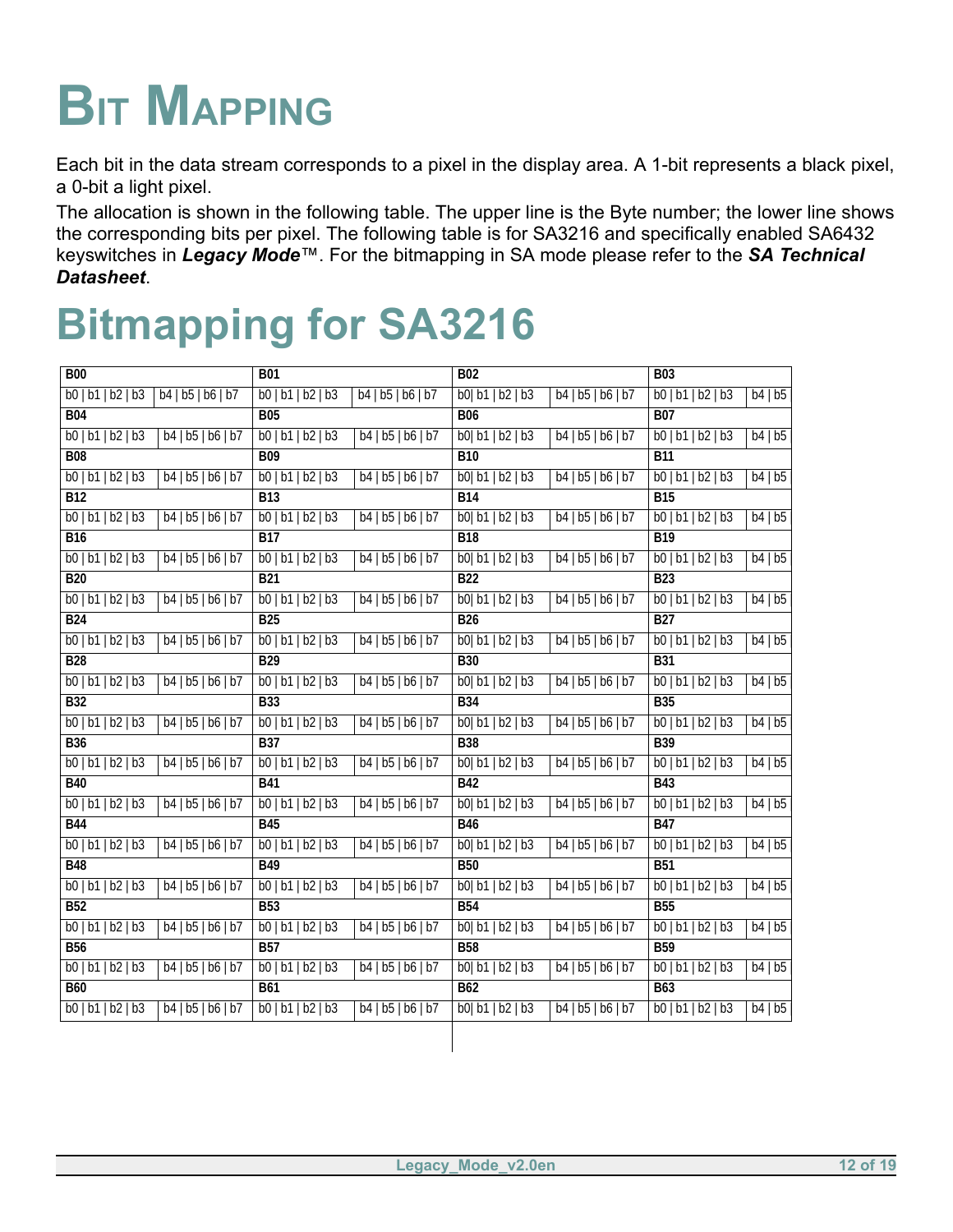# Bit Mapping

Each bit in the data stream corresponds to a pixel in the display area. A 1-bit represents a black pixel, a 0-bit a light pixel.

The allocation is shown in the following table. The upper line is the Byte number; the lower line shows the corresponding bits per pixel. The following table is for SA3216 and specifically enabled SA6432 keyswitches in ***Legacy Mode***™. For the bitmapping in SA mode please refer to the ***SA Technical Datasheet***.

# Bitmapping for SA3216

| | | | | | | | | | | | | | | | | | | | | | | | | | | | | | |
|---|---|---|---|---|---|---|---|---|---|---|---|---|---|---|---|---|---|---|---|---|---|---|---|---|---|---|---|---|---|
| **B00** | | | | | | | | **B01** | | | | | | | | **B02** | | | | | | | | **B03** | | | | | |
| b0 | b1 | b2 | b3 | b4 | b5 | b6 | b7 | b0 | b1 | b2 | b3 | b4 | b5 | b6 | b7 | b0 | b1 | b2 | b3 | b4 | b5 | b6 | b7 | b0 | b1 | b2 | b3 | b4 | b5 |
| **B04** | | | | | | | | **B05** | | | | | | | | **B06** | | | | | | | | **B07** | | | | | |
| b0 | b1 | b2 | b3 | b4 | b5 | b6 | b7 | b0 | b1 | b2 | b3 | b4 | b5 | b6 | b7 | b0 | b1 | b2 | b3 | b4 | b5 | b6 | b7 | b0 | b1 | b2 | b3 | b4 | b5 |
| **B08** | | | | | | | | **B09** | | | | | | | | **B10** | | | | | | | | **B11** | | | | | |
| b0 | b1 | b2 | b3 | b4 | b5 | b6 | b7 | b0 | b1 | b2 | b3 | b4 | b5 | b6 | b7 | b0 | b1 | b2 | b3 | b4 | b5 | b6 | b7 | b0 | b1 | b2 | b3 | b4 | b5 |
| **B12** | | | | | | | | **B13** | | | | | | | | **B14** | | | | | | | | **B15** | | | | | |
| b0 | b1 | b2 | b3 | b4 | b5 | b6 | b7 | b0 | b1 | b2 | b3 | b4 | b5 | b6 | b7 | b0 | b1 | b2 | b3 | b4 | b5 | b6 | b7 | b0 | b1 | b2 | b3 | b4 | b5 |
| **B16** | | | | | | | | **B17** | | | | | | | | **B18** | | | | | | | | **B19** | | | | | |
| b0 | b1 | b2 | b3 | b4 | b5 | b6 | b7 | b0 | b1 | b2 | b3 | b4 | b5 | b6 | b7 | b0 | b1 | b2 | b3 | b4 | b5 | b6 | b7 | b0 | b1 | b2 | b3 | b4 | b5 |
| **B20** | | | | | | | | **B21** | | | | | | | | **B22** | | | | | | | | **B23** | | | | | |
| b0 | b1 | b2 | b3 | b4 | b5 | b6 | b7 | b0 | b1 | b2 | b3 | b4 | b5 | b6 | b7 | b0 | b1 | b2 | b3 | b4 | b5 | b6 | b7 | b0 | b1 | b2 | b3 | b4 | b5 |
| **B24** | | | | | | | | **B25** | | | | | | | | **B26** | | | | | | | | **B27** | | | | | |
| b0 | b1 | b2 | b3 | b4 | b5 | b6 | b7 | b0 | b1 | b2 | b3 | b4 | b5 | b6 | b7 | b0 | b1 | b2 | b3 | b4 | b5 | b6 | b7 | b0 | b1 | b2 | b3 | b4 | b5 |
| **B28** | | | | | | | | **B29** | | | | | | | | **B30** | | | | | | | | **B31** | | | | | |
| b0 | b1 | b2 | b3 | b4 | b5 | b6 | b7 | b0 | b1 | b2 | b3 | b4 | b5 | b6 | b7 | b0 | b1 | b2 | b3 | b4 | b5 | b6 | b7 | b0 | b1 | b2 | b3 | b4 | b5 |
| **B32** | | | | | | | | **B33** | | | | | | | | **B34** | | | | | | | | **B35** | | | | | |
| b0 | b1 | b2 | b3 | b4 | b5 | b6 | b7 | b0 | b1 | b2 | b3 | b4 | b5 | b6 | b7 | b0 | b1 | b2 | b3 | b4 | b5 | b6 | b7 | b0 | b1 | b2 | b3 | b4 | b5 |
| **B36** | | | | | | | | **B37** | | | | | | | | **B38** | | | | | | | | **B39** | | | | | |
| b0 | b1 | b2 | b3 | b4 | b5 | b6 | b7 | b0 | b1 | b2 | b3 | b4 | b5 | b6 | b7 | b0 | b1 | b2 | b3 | b4 | b5 | b6 | b7 | b0 | b1 | b2 | b3 | b4 | b5 |
| **B40** | | | | | | | | **B41** | | | | | | | | **B42** | | | | | | | | **B43** | | | | | |
| b0 | b1 | b2 | b3 | b4 | b5 | b6 | b7 | b0 | b1 | b2 | b3 | b4 | b5 | b6 | b7 | b0 | b1 | b2 | b3 | b4 | b5 | b6 | b7 | b0 | b1 | b2 | b3 | b4 | b5 |
| **B44** | | | | | | | | **B45** | | | | | | | | **B46** | | | | | | | | **B47** | | | | | |
| b0 | b1 | b2 | b3 | b4 | b5 | b6 | b7 | b0 | b1 | b2 | b3 | b4 | b5 | b6 | b7 | b0 | b1 | b2 | b3 | b4 | b5 | b6 | b7 | b0 | b1 | b2 | b3 | b4 | b5 |
| **B48** | | | | | | | | **B49** | | | | | | | | **B50** | | | | | | | | **B51** | | | | | |
| b0 | b1 | b2 | b3 | b4 | b5 | b6 | b7 | b0 | b1 | b2 | b3 | b4 | b5 | b6 | b7 | b0 | b1 | b2 | b3 | b4 | b5 | b6 | b7 | b0 | b1 | b2 | b3 | b4 | b5 |
| **B52** | | | | | | | | **B53** | | | | | | | | **B54** | | | | | | | | **B55** | | | | | |
| b0 | b1 | b2 | b3 | b4 | b5 | b6 | b7 | b0 | b1 | b2 | b3 | b4 | b5 | b6 | b7 | b0 | b1 | b2 | b3 | b4 | b5 | b6 | b7 | b0 | b1 | b2 | b3 | b4 | b5 |
| **B56** | | | | | | | | **B57** | | | | | | | | **B58** | | | | | | | | **B59** | | | | | |
| b0 | b1 | b2 | b3 | b4 | b5 | b6 | b7 | b0 | b1 | b2 | b3 | b4 | b5 | b6 | b7 | b0 | b1 | b2 | b3 | b4 | b5 | b6 | b7 | b0 | b1 | b2 | b3 | b4 | b5 |
| **B60** | | | | | | | | **B61** | | | | | | | | **B62** | | | | | | | | **B63** | | | | | |
| b0 | b1 | b2 | b3 | b4 | b5 | b6 | b7 | b0 | b1 | b2 | b3 | b4 | b5 | b6 | b7 | b0 | b1 | b2 | b3 | b4 | b5 | b6 | b7 | b0 | b1 | b2 | b3 | b4 | b5 |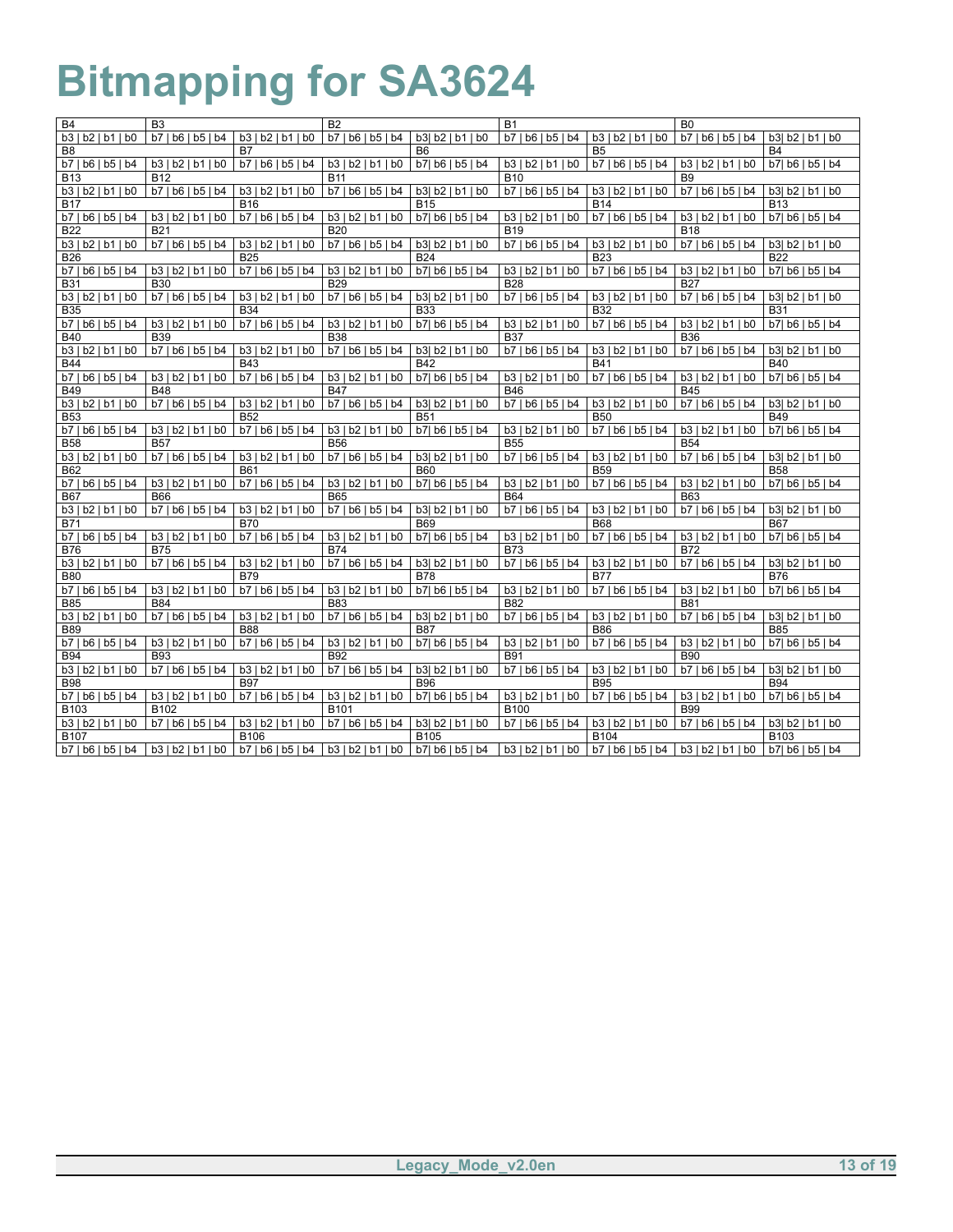# Bitmapping for SA3624

| | | | | | | | | |
|---|---|---|---|---|---|---|---|---|
| B4 | B3 | | B2 | | B1 | | B0 | |
| b3 \| b2 \| b1 \| b0 | b7 \| b6 \| b5 \| b4 | b3 \| b2 \| b1 \| b0 | b7 \| b6 \| b5 \| b4 | b3\| b2 \| b1 \| b0 | b7 \| b6 \| b5 \| b4 | b3 \| b2 \| b1 \| b0 | b7 \| b6 \| b5 \| b4 | b3\| b2 \| b1 \| b0 |
| B8 | | B7 | | B6 | | B5 | | B4 |
| b7 \| b6 \| b5 \| b4 | b3 \| b2 \| b1 \| b0 | b7 \| b6 \| b5 \| b4 | b3 \| b2 \| b1 \| b0 | b7\| b6 \| b5 \| b4 | b3 \| b2 \| b1 \| b0 | b7 \| b6 \| b5 \| b4 | b3 \| b2 \| b1 \| b0 | b7\| b6 \| b5 \| b4 |
| B13 | B12 | | B11 | | B10 | | B9 | |
| b3 \| b2 \| b1 \| b0 | b7 \| b6 \| b5 \| b4 | b3 \| b2 \| b1 \| b0 | b7 \| b6 \| b5 \| b4 | b3\| b2 \| b1 \| b0 | b7 \| b6 \| b5 \| b4 | b3 \| b2 \| b1 \| b0 | b7 \| b6 \| b5 \| b4 | b3\| b2 \| b1 \| b0 |
| B17 | | B16 | | B15 | | B14 | | B13 |
| b7 \| b6 \| b5 \| b4 | b3 \| b2 \| b1 \| b0 | b7 \| b6 \| b5 \| b4 | b3 \| b2 \| b1 \| b0 | b7\| b6 \| b5 \| b4 | b3 \| b2 \| b1 \| b0 | b7 \| b6 \| b5 \| b4 | b3 \| b2 \| b1 \| b0 | b7\| b6 \| b5 \| b4 |
| B22 | B21 | | B20 | | B19 | | B18 | |
| b3 \| b2 \| b1 \| b0 | b7 \| b6 \| b5 \| b4 | b3 \| b2 \| b1 \| b0 | b7 \| b6 \| b5 \| b4 | b3\| b2 \| b1 \| b0 | b7 \| b6 \| b5 \| b4 | b3 \| b2 \| b1 \| b0 | b7 \| b6 \| b5 \| b4 | b3\| b2 \| b1 \| b0 |
| B26 | | B25 | | B24 | | B23 | | B22 |
| b7 \| b6 \| b5 \| b4 | b3 \| b2 \| b1 \| b0 | b7 \| b6 \| b5 \| b4 | b3 \| b2 \| b1 \| b0 | b7\| b6 \| b5 \| b4 | b3 \| b2 \| b1 \| b0 | b7 \| b6 \| b5 \| b4 | b3 \| b2 \| b1 \| b0 | b7\| b6 \| b5 \| b4 |
| B31 | B30 | | B29 | | B28 | | B27 | |
| b3 \| b2 \| b1 \| b0 | b7 \| b6 \| b5 \| b4 | b3 \| b2 \| b1 \| b0 | b7 \| b6 \| b5 \| b4 | b3\| b2 \| b1 \| b0 | b7 \| b6 \| b5 \| b4 | b3 \| b2 \| b1 \| b0 | b7 \| b6 \| b5 \| b4 | b3\| b2 \| b1 \| b0 |
| B35 | | B34 | | B33 | | B32 | | B31 |
| b7 \| b6 \| b5 \| b4 | b3 \| b2 \| b1 \| b0 | b7 \| b6 \| b5 \| b4 | b3 \| b2 \| b1 \| b0 | b7\| b6 \| b5 \| b4 | b3 \| b2 \| b1 \| b0 | b7 \| b6 \| b5 \| b4 | b3 \| b2 \| b1 \| b0 | b7\| b6 \| b5 \| b4 |
| B40 | B39 | | B38 | | B37 | | B36 | |
| b3 \| b2 \| b1 \| b0 | b7 \| b6 \| b5 \| b4 | b3 \| b2 \| b1 \| b0 | b7 \| b6 \| b5 \| b4 | b3\| b2 \| b1 \| b0 | b7 \| b6 \| b5 \| b4 | b3 \| b2 \| b1 \| b0 | b7 \| b6 \| b5 \| b4 | b3\| b2 \| b1 \| b0 |
| B44 | | B43 | | B42 | | B41 | | B40 |
| b7 \| b6 \| b5 \| b4 | b3 \| b2 \| b1 \| b0 | b7 \| b6 \| b5 \| b4 | b3 \| b2 \| b1 \| b0 | b7\| b6 \| b5 \| b4 | b3 \| b2 \| b1 \| b0 | b7 \| b6 \| b5 \| b4 | b3 \| b2 \| b1 \| b0 | b7\| b6 \| b5 \| b4 |
| B49 | B48 | | B47 | | B46 | | B45 | |
| b3 \| b2 \| b1 \| b0 | b7 \| b6 \| b5 \| b4 | b3 \| b2 \| b1 \| b0 | b7 \| b6 \| b5 \| b4 | b3\| b2 \| b1 \| b0 | b7 \| b6 \| b5 \| b4 | b3 \| b2 \| b1 \| b0 | b7 \| b6 \| b5 \| b4 | b3\| b2 \| b1 \| b0 |
| B53 | | B52 | | B51 | | B50 | | B49 |
| b7 \| b6 \| b5 \| b4 | b3 \| b2 \| b1 \| b0 | b7 \| b6 \| b5 \| b4 | b3 \| b2 \| b1 \| b0 | b7\| b6 \| b5 \| b4 | b3 \| b2 \| b1 \| b0 | b7 \| b6 \| b5 \| b4 | b3 \| b2 \| b1 \| b0 | b7\| b6 \| b5 \| b4 |
| B58 | B57 | | B56 | | B55 | | B54 | |
| b3 \| b2 \| b1 \| b0 | b7 \| b6 \| b5 \| b4 | b3 \| b2 \| b1 \| b0 | b7 \| b6 \| b5 \| b4 | b3\| b2 \| b1 \| b0 | b7 \| b6 \| b5 \| b4 | b3 \| b2 \| b1 \| b0 | b7 \| b6 \| b5 \| b4 | b3\| b2 \| b1 \| b0 |
| B62 | | B61 | | B60 | | B59 | | B58 |
| b7 \| b6 \| b5 \| b4 | b3 \| b2 \| b1 \| b0 | b7 \| b6 \| b5 \| b4 | b3 \| b2 \| b1 \| b0 | b7\| b6 \| b5 \| b4 | b3 \| b2 \| b1 \| b0 | b7 \| b6 \| b5 \| b4 | b3 \| b2 \| b1 \| b0 | b7\| b6 \| b5 \| b4 |
| B67 | B66 | | B65 | | B64 | | B63 | |
| b3 \| b2 \| b1 \| b0 | b7 \| b6 \| b5 \| b4 | b3 \| b2 \| b1 \| b0 | b7 \| b6 \| b5 \| b4 | b3\| b2 \| b1 \| b0 | b7 \| b6 \| b5 \| b4 | b3 \| b2 \| b1 \| b0 | b7 \| b6 \| b5 \| b4 | b3\| b2 \| b1 \| b0 |
| B71 | | B70 | | B69 | | B68 | | B67 |
| b7 \| b6 \| b5 \| b4 | b3 \| b2 \| b1 \| b0 | b7 \| b6 \| b5 \| b4 | b3 \| b2 \| b1 \| b0 | b7\| b6 \| b5 \| b4 | b3 \| b2 \| b1 \| b0 | b7 \| b6 \| b5 \| b4 | b3 \| b2 \| b1 \| b0 | b7\| b6 \| b5 \| b4 |
| B76 | B75 | | B74 | | B73 | | B72 | |
| b3 \| b2 \| b1 \| b0 | b7 \| b6 \| b5 \| b4 | b3 \| b2 \| b1 \| b0 | b7 \| b6 \| b5 \| b4 | b3\| b2 \| b1 \| b0 | b7 \| b6 \| b5 \| b4 | b3 \| b2 \| b1 \| b0 | b7 \| b6 \| b5 \| b4 | b3\| b2 \| b1 \| b0 |
| B80 | | B79 | | B78 | | B77 | | B76 |
| b7 \| b6 \| b5 \| b4 | b3 \| b2 \| b1 \| b0 | b7 \| b6 \| b5 \| b4 | b3 \| b2 \| b1 \| b0 | b7\| b6 \| b5 \| b4 | b3 \| b2 \| b1 \| b0 | b7 \| b6 \| b5 \| b4 | b3 \| b2 \| b1 \| b0 | b7\| b6 \| b5 \| b4 |
| B85 | B84 | | B83 | | B82 | | B81 | |
| b3 \| b2 \| b1 \| b0 | b7 \| b6 \| b5 \| b4 | b3 \| b2 \| b1 \| b0 | b7 \| b6 \| b5 \| b4 | b3\| b2 \| b1 \| b0 | b7 \| b6 \| b5 \| b4 | b3 \| b2 \| b1 \| b0 | b7 \| b6 \| b5 \| b4 | b3\| b2 \| b1 \| b0 |
| B89 | | B88 | | B87 | | B86 | | B85 |
| b7 \| b6 \| b5 \| b4 | b3 \| b2 \| b1 \| b0 | b7 \| b6 \| b5 \| b4 | b3 \| b2 \| b1 \| b0 | b7\| b6 \| b5 \| b4 | b3 \| b2 \| b1 \| b0 | b7 \| b6 \| b5 \| b4 | b3 \| b2 \| b1 \| b0 | b7\| b6 \| b5 \| b4 |
| B94 | B93 | | B92 | | B91 | | B90 | |
| b3 \| b2 \| b1 \| b0 | b7 \| b6 \| b5 \| b4 | b3 \| b2 \| b1 \| b0 | b7 \| b6 \| b5 \| b4 | b3\| b2 \| b1 \| b0 | b7 \| b6 \| b5 \| b4 | b3 \| b2 \| b1 \| b0 | b7 \| b6 \| b5 \| b4 | b3\| b2 \| b1 \| b0 |
| B98 | | B97 | | B96 | | B95 | | B94 |
| b7 \| b6 \| b5 \| b4 | b3 \| b2 \| b1 \| b0 | b7 \| b6 \| b5 \| b4 | b3 \| b2 \| b1 \| b0 | b7\| b6 \| b5 \| b4 | b3 \| b2 \| b1 \| b0 | b7 \| b6 \| b5 \| b4 | b3 \| b2 \| b1 \| b0 | b7\| b6 \| b5 \| b4 |
| B103 | B102 | | B101 | | B100 | | B99 | |
| b3 \| b2 \| b1 \| b0 | b7 \| b6 \| b5 \| b4 | b3 \| b2 \| b1 \| b0 | b7 \| b6 \| b5 \| b4 | b3\| b2 \| b1 \| b0 | b7 \| b6 \| b5 \| b4 | b3 \| b2 \| b1 \| b0 | b7 \| b6 \| b5 \| b4 | b3\| b2 \| b1 \| b0 |
| B107 | | B106 | | B105 | | B104 | | B103 |
| b7 \| b6 \| b5 \| b4 | b3 \| b2 \| b1 \| b0 | b7 \| b6 \| b5 \| b4 | b3 \| b2 \| b1 \| b0 | b7\| b6 \| b5 \| b4 | b3 \| b2 \| b1 \| b0 | b7 \| b6 \| b5 \| b4 | b3 \| b2 \| b1 \| b0 | b7\| b6 \| b5 \| b4 |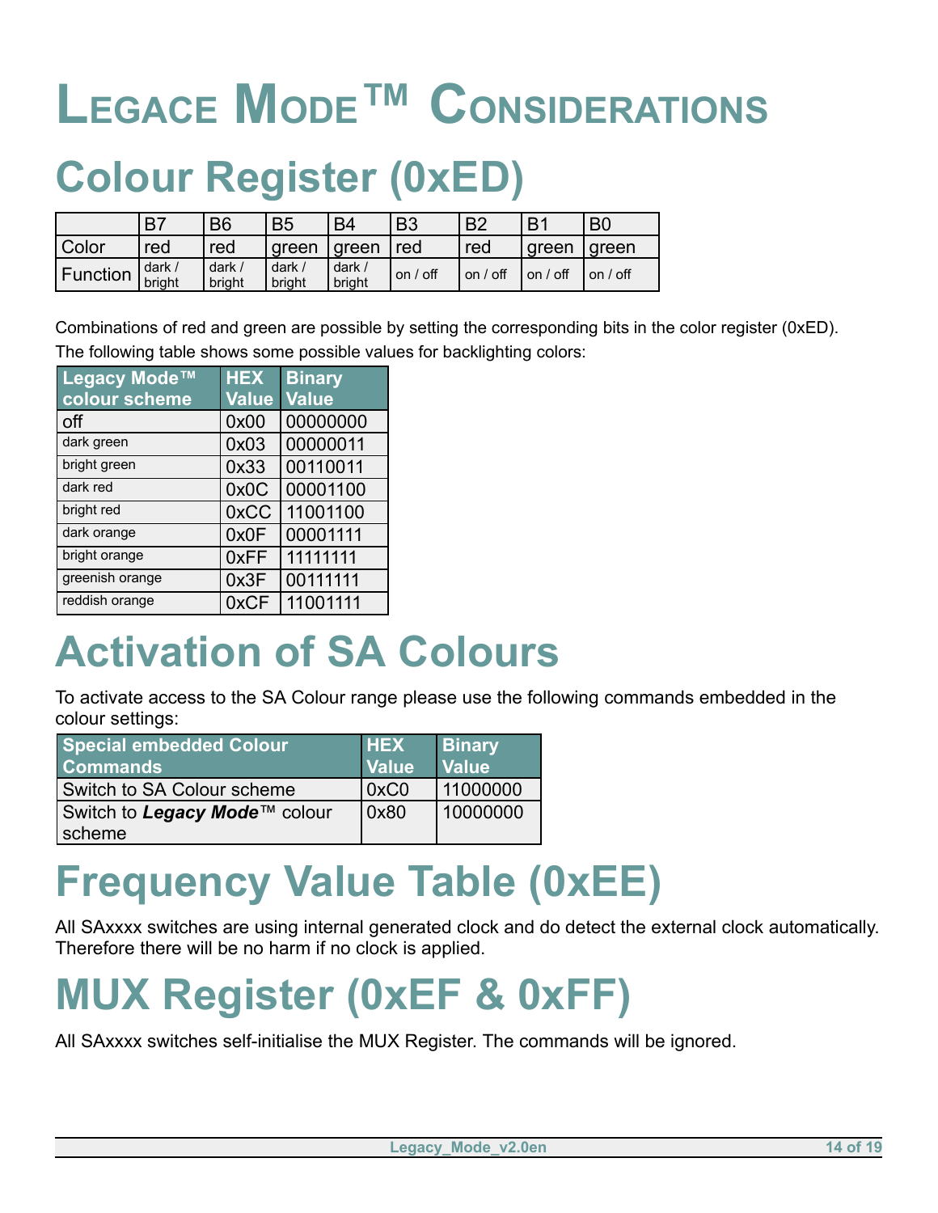# LEGACE MODE™ CONSIDERATIONS

## Colour Register (0xED)

| | B7 | B6 | B5 | B4 | B3 | B2 | B1 | B0 |
|---|---|---|---|---|---|---|---|---|
| Color | red | red | green | green | red | red | green | green |
| Function | dark / bright | dark / bright | dark / bright | dark / bright | on / off | on / off | on / off | on / off |

Combinations of red and green are possible by setting the corresponding bits in the color register (0xED). The following table shows some possible values for backlighting colors:

| Legacy Mode™ colour scheme | HEX Value | Binary Value |
|---|---|---|
| off | 0x00 | 00000000 |
| dark green | 0x03 | 00000011 |
| bright green | 0x33 | 00110011 |
| dark red | 0x0C | 00001100 |
| bright red | 0xCC | 11001100 |
| dark orange | 0x0F | 00001111 |
| bright orange | 0xFF | 11111111 |
| greenish orange | 0x3F | 00111111 |
| reddish orange | 0xCF | 11001111 |

## Activation of SA Colours

To activate access to the SA Colour range please use the following commands embedded in the colour settings:

| Special embedded Colour Commands | HEX Value | Binary Value |
|---|---|---|
| Switch to SA Colour scheme | 0xC0 | 11000000 |
| Switch to ***Legacy Mode***™ colour scheme | 0x80 | 10000000 |

## Frequency Value Table (0xEE)

All SAxxxx switches are using internal generated clock and do detect the external clock automatically. Therefore there will be no harm if no clock is applied.

## MUX Register (0xEF & 0xFF)

All SAxxxx switches self-initialise the MUX Register. The commands will be ignored.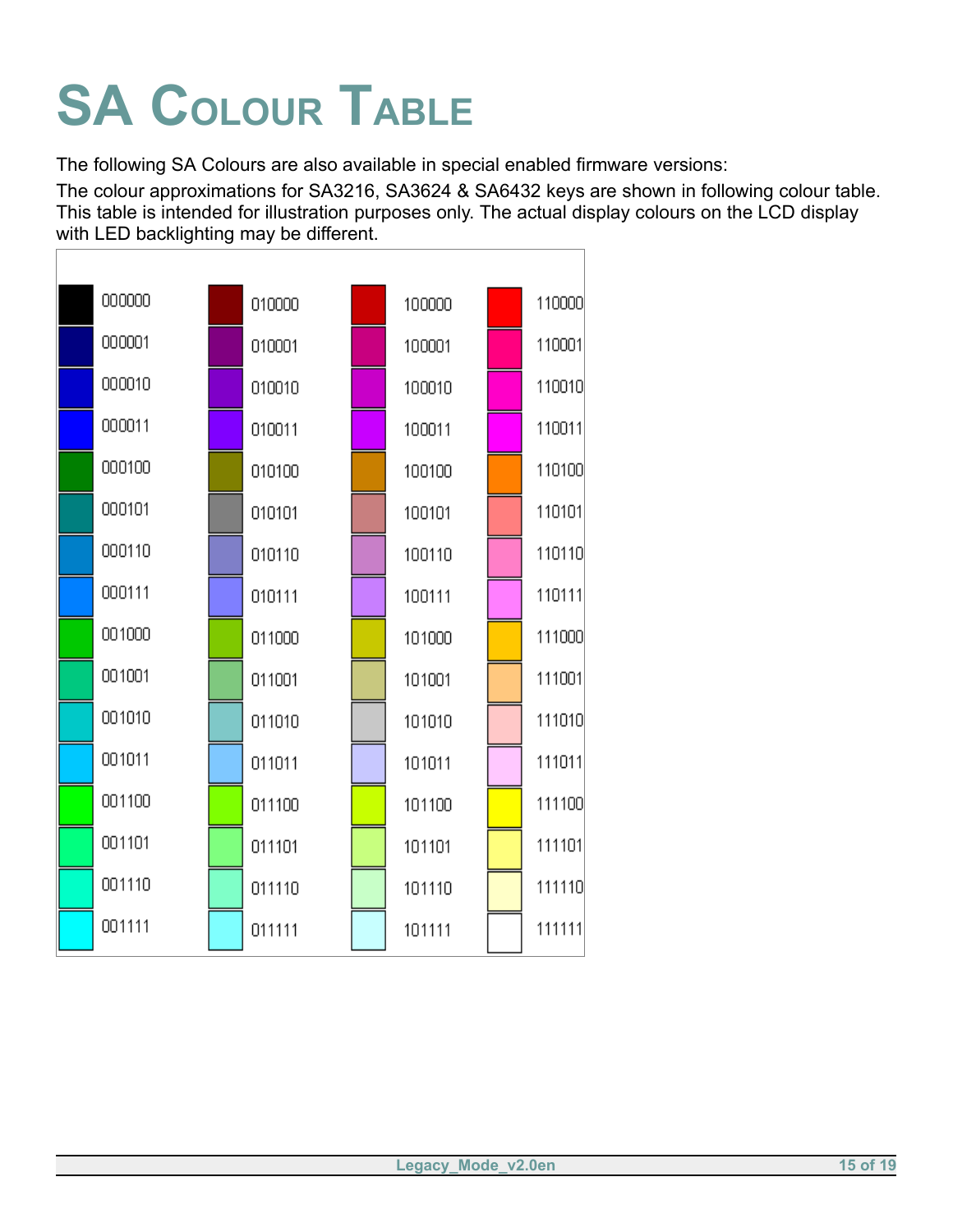# SA Colour Table

The following SA Colours are also available in special enabled firmware versions:

The colour approximations for SA3216, SA3624 & SA6432 keys are shown in following colour table. This table is intended for illustration purposes only. The actual display colours on the LCD display with LED backlighting may be different.

| | | | |
|---|---|---|---|
| 000000 | 010000 | 100000 | 110000 |
| 000001 | 010001 | 100001 | 110001 |
| 000010 | 010010 | 100010 | 110010 |
| 000011 | 010011 | 100011 | 110011 |
| 000100 | 010100 | 100100 | 110100 |
| 000101 | 010101 | 100101 | 110101 |
| 000110 | 010110 | 100110 | 110110 |
| 000111 | 010111 | 100111 | 110111 |
| 001000 | 011000 | 101000 | 111000 |
| 001001 | 011001 | 101001 | 111001 |
| 001010 | 011010 | 101010 | 111010 |
| 001011 | 011011 | 101011 | 111011 |
| 001100 | 011100 | 101100 | 111100 |
| 001101 | 011101 | 101101 | 111101 |
| 001110 | 011110 | 101110 | 111110 |
| 001111 | 011111 | 101111 | 111111 |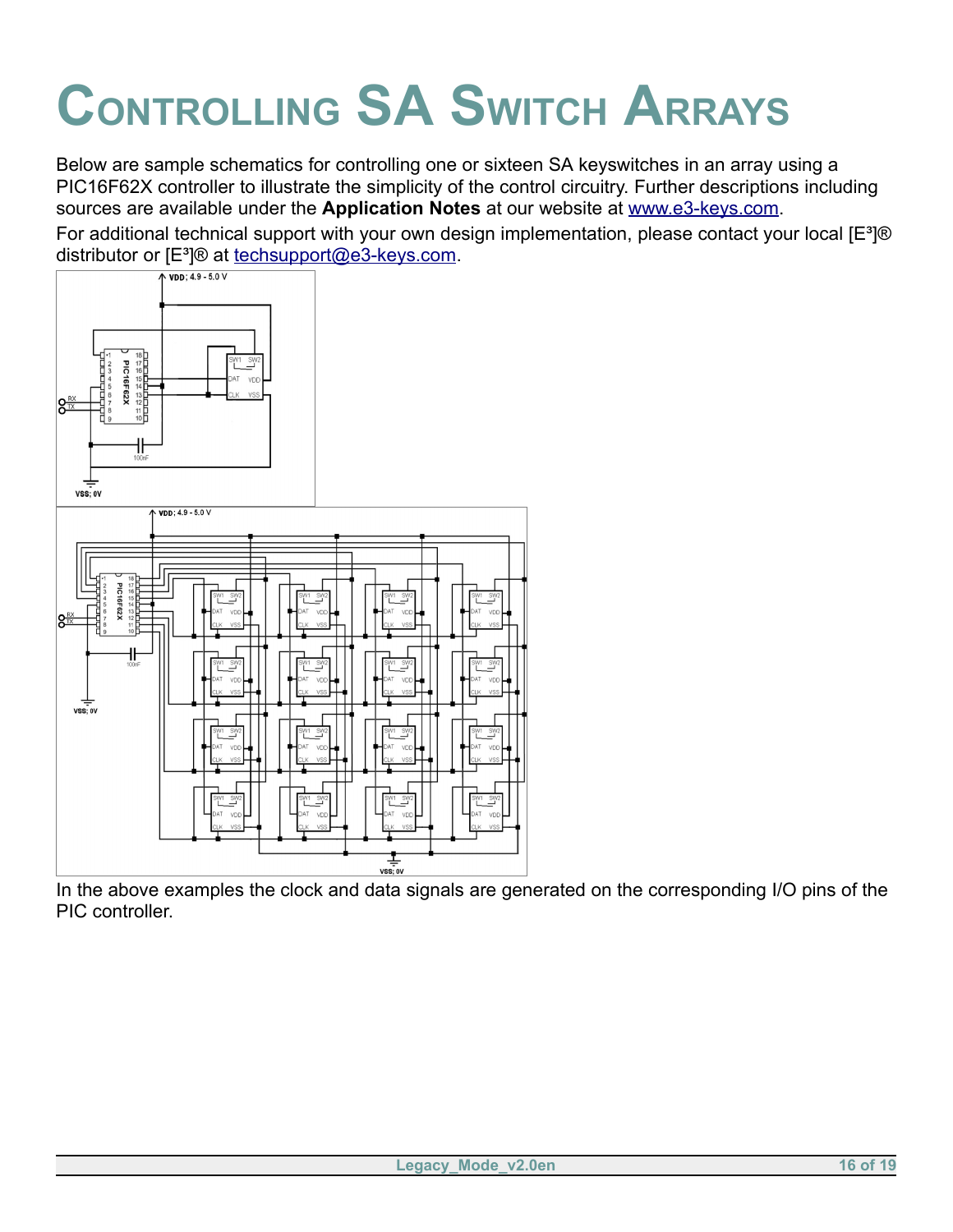# Controlling SA Switch Arrays

Below are sample schematics for controlling one or sixteen SA keyswitches in an array using a PIC16F62X controller to illustrate the simplicity of the control circuitry. Further descriptions including sources are available under the **Application Notes** at our website at www.e3-keys.com.

For additional technical support with your own design implementation, please contact your local [E³]® distributor or [E³]® at techsupport@e3-keys.com.

In the above examples the clock and data signals are generated on the corresponding I/O pins of the PIC controller.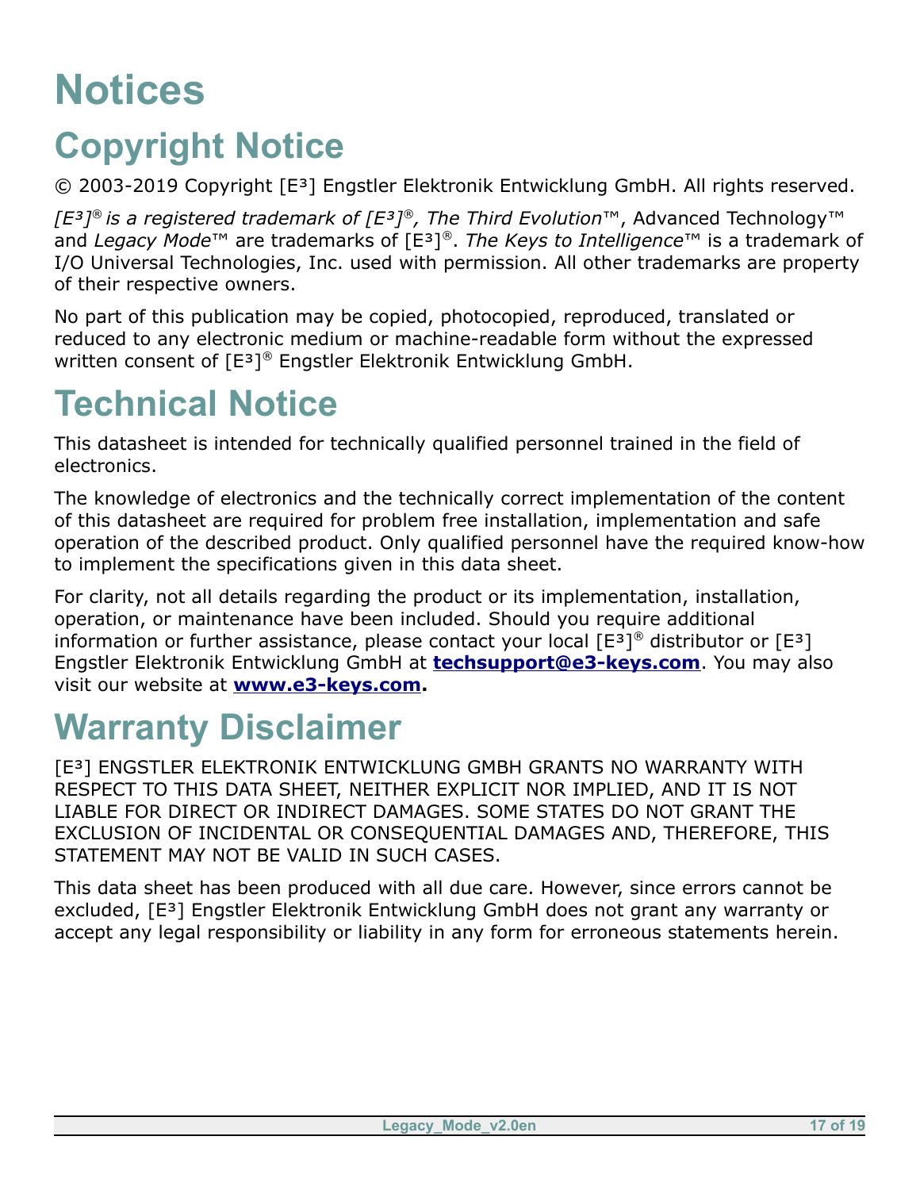# Notices

## Copyright Notice

© 2003-2019 Copyright [E³] Engstler Elektronik Entwicklung GmbH. All rights reserved.

*[E³]® is a registered trademark of [E³]®, The Third Evolution*™, Advanced Technology™ and *Legacy Mode*™ are trademarks of [E³]®. *The Keys to Intelligence*™ is a trademark of I/O Universal Technologies, Inc. used with permission. All other trademarks are property of their respective owners.

No part of this publication may be copied, photocopied, reproduced, translated or reduced to any electronic medium or machine-readable form without the expressed written consent of [E³]® Engstler Elektronik Entwicklung GmbH.

## Technical Notice

This datasheet is intended for technically qualified personnel trained in the field of electronics.

The knowledge of electronics and the technically correct implementation of the content of this datasheet are required for problem free installation, implementation and safe operation of the described product. Only qualified personnel have the required know-how to implement the specifications given in this data sheet.

For clarity, not all details regarding the product or its implementation, installation, operation, or maintenance have been included. Should you require additional information or further assistance, please contact your local [E³]® distributor or [E³] Engstler Elektronik Entwicklung GmbH at **techsupport@e3-keys.com**. You may also visit our website at **www.e3-keys.com.**

## Warranty Disclaimer

[E³] ENGSTLER ELEKTRONIK ENTWICKLUNG GMBH GRANTS NO WARRANTY WITH RESPECT TO THIS DATA SHEET, NEITHER EXPLICIT NOR IMPLIED, AND IT IS NOT LIABLE FOR DIRECT OR INDIRECT DAMAGES. SOME STATES DO NOT GRANT THE EXCLUSION OF INCIDENTAL OR CONSEQUENTIAL DAMAGES AND, THEREFORE, THIS STATEMENT MAY NOT BE VALID IN SUCH CASES.

This data sheet has been produced with all due care. However, since errors cannot be excluded, [E³] Engstler Elektronik Entwicklung GmbH does not grant any warranty or accept any legal responsibility or liability in any form for erroneous statements herein.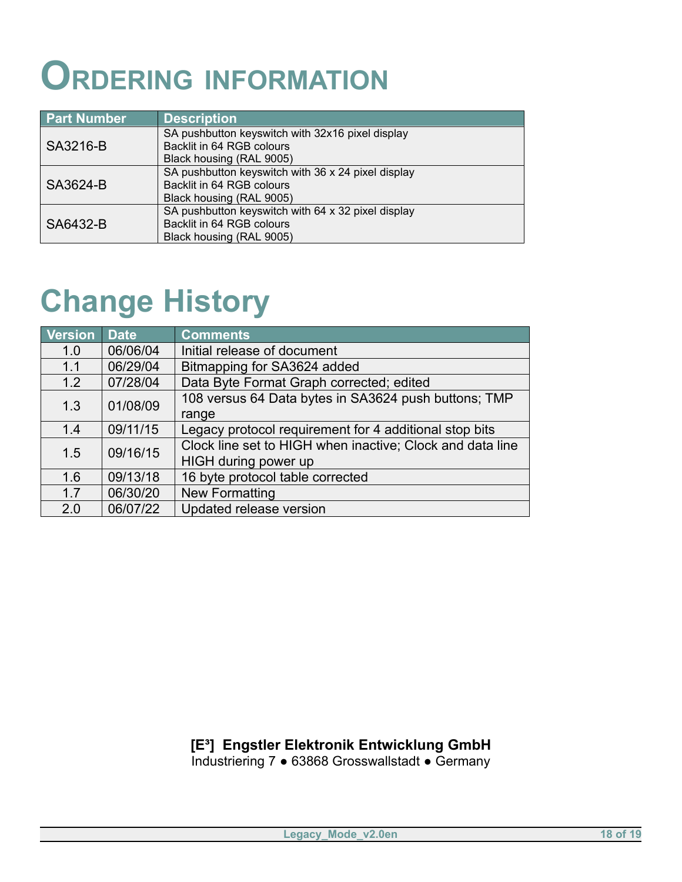# Ordering information

| Part Number | Description |
|---|---|
| SA3216-B | SA pushbutton keyswitch with 32x16 pixel display<br>Backlit in 64 RGB colours<br>Black housing (RAL 9005) |
| SA3624-B | SA pushbutton keyswitch with 36 x 24 pixel display<br>Backlit in 64 RGB colours<br>Black housing (RAL 9005) |
| SA6432-B | SA pushbutton keyswitch with 64 x 32 pixel display<br>Backlit in 64 RGB colours<br>Black housing (RAL 9005) |

# Change History

| Version | Date | Comments |
|---|---|---|
| 1.0 | 06/06/04 | Initial release of document |
| 1.1 | 06/29/04 | Bitmapping for SA3624 added |
| 1.2 | 07/28/04 | Data Byte Format Graph corrected; edited |
| 1.3 | 01/08/09 | 108 versus 64 Data bytes in SA3624 push buttons; TMP range |
| 1.4 | 09/11/15 | Legacy protocol requirement for 4 additional stop bits |
| 1.5 | 09/16/15 | Clock line set to HIGH when inactive; Clock and data line HIGH during power up |
| 1.6 | 09/13/18 | 16 byte protocol table corrected |
| 1.7 | 06/30/20 | New Formatting |
| 2.0 | 06/07/22 | Updated release version |

**[E³] Engstler Elektronik Entwicklung GmbH**
Industriering 7 ● 63868 Grosswallstadt ● Germany